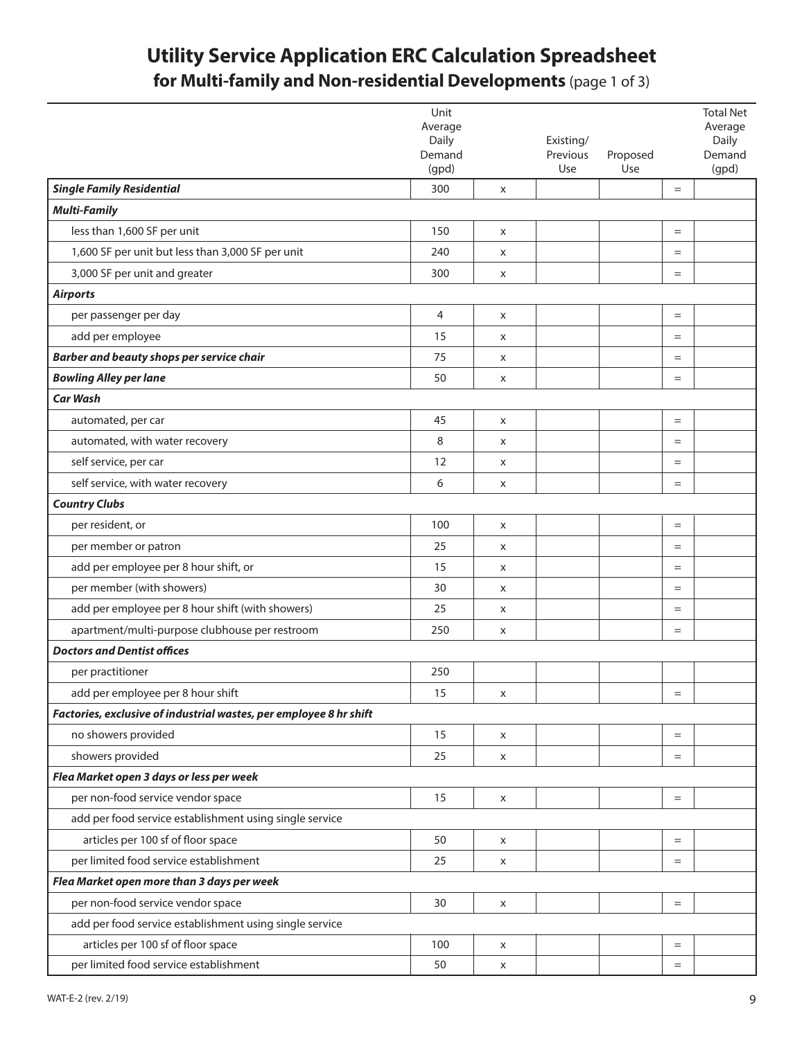# Utility Service Application ERC Calculation Spreadsheet

## for Multi-family and Non-residential Developments (page 1 of 3)

| | Unit Average Daily Demand (gpd) | | Existing/ Previous Use | Proposed Use | | Total Net Average Daily Demand (gpd) |
|---|---|---|---|---|---|---|
| ***Single Family Residential*** | 300 | x | | | = | |
| ***Multi-Family*** | | | | | | |
| less than 1,600 SF per unit | 150 | x | | | = | |
| 1,600 SF per unit but less than 3,000 SF per unit | 240 | x | | | = | |
| 3,000 SF per unit and greater | 300 | x | | | = | |
| ***Airports*** | | | | | | |
| per passenger per day | 4 | x | | | = | |
| add per employee | 15 | x | | | = | |
| ***Barber and beauty shops per service chair*** | 75 | x | | | = | |
| ***Bowling Alley per lane*** | 50 | x | | | = | |
| ***Car Wash*** | | | | | | |
| automated, per car | 45 | x | | | = | |
| automated, with water recovery | 8 | x | | | = | |
| self service, per car | 12 | x | | | = | |
| self service, with water recovery | 6 | x | | | = | |
| ***Country Clubs*** | | | | | | |
| per resident, or | 100 | x | | | = | |
| per member or patron | 25 | x | | | = | |
| add per employee per 8 hour shift, or | 15 | x | | | = | |
| per member (with showers) | 30 | x | | | = | |
| add per employee per 8 hour shift (with showers) | 25 | x | | | = | |
| apartment/multi-purpose clubhouse per restroom | 250 | x | | | = | |
| ***Doctors and Dentist offices*** | | | | | | |
| per practitioner | 250 | | | | | |
| add per employee per 8 hour shift | 15 | x | | | = | |
| ***Factories, exclusive of industrial wastes, per employee 8 hr shift*** | | | | | | |
| no showers provided | 15 | x | | | = | |
| showers provided | 25 | x | | | = | |
| ***Flea Market open 3 days or less per week*** | | | | | | |
| per non-food service vendor space | 15 | x | | | = | |
| add per food service establishment using single service | | | | | | |
| articles per 100 sf of floor space | 50 | x | | | = | |
| per limited food service establishment | 25 | x | | | = | |
| ***Flea Market open more than 3 days per week*** | | | | | | |
| per non-food service vendor space | 30 | x | | | = | |
| add per food service establishment using single service | | | | | | |
| articles per 100 sf of floor space | 100 | x | | | = | |
| per limited food service establishment | 50 | x | | | = | |

WAT-E-2 (rev. 2/19)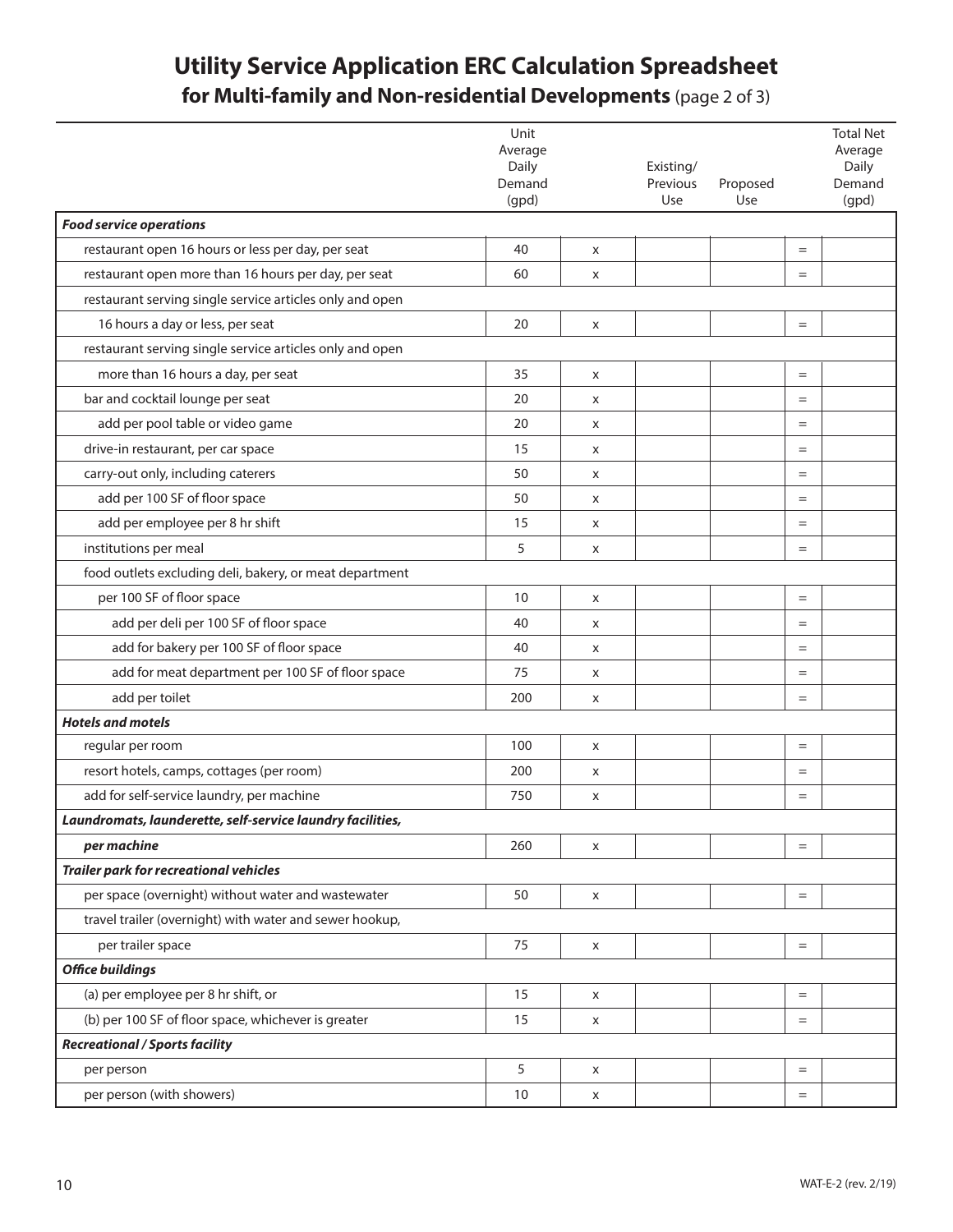# Utility Service Application ERC Calculation Spreadsheet

## for Multi-family and Non-residential Developments (page 2 of 3)

| | Unit Average Daily Demand (gpd) | | Existing/ Previous Use | Proposed Use | | Total Net Average Daily Demand (gpd) |
|---|---|---|---|---|---|---|
| ***Food service operations*** | | | | | | |
| restaurant open 16 hours or less per day, per seat | 40 | x | | | = | |
| restaurant open more than 16 hours per day, per seat | 60 | x | | | = | |
| restaurant serving single service articles only and open | | | | | | |
| 16 hours a day or less, per seat | 20 | x | | | = | |
| restaurant serving single service articles only and open | | | | | | |
| more than 16 hours a day, per seat | 35 | x | | | = | |
| bar and cocktail lounge per seat | 20 | x | | | = | |
| add per pool table or video game | 20 | x | | | = | |
| drive-in restaurant, per car space | 15 | x | | | = | |
| carry-out only, including caterers | 50 | x | | | = | |
| add per 100 SF of floor space | 50 | x | | | = | |
| add per employee per 8 hr shift | 15 | x | | | = | |
| institutions per meal | 5 | x | | | = | |
| food outlets excluding deli, bakery, or meat department | | | | | | |
| per 100 SF of floor space | 10 | x | | | = | |
| add per deli per 100 SF of floor space | 40 | x | | | = | |
| add for bakery per 100 SF of floor space | 40 | x | | | = | |
| add for meat department per 100 SF of floor space | 75 | x | | | = | |
| add per toilet | 200 | x | | | = | |
| ***Hotels and motels*** | | | | | | |
| regular per room | 100 | x | | | = | |
| resort hotels, camps, cottages (per room) | 200 | x | | | = | |
| add for self-service laundry, per machine | 750 | x | | | = | |
| ***Laundromats, launderette, self-service laundry facilities,*** | | | | | | |
| ***per machine*** | 260 | x | | | = | |
| ***Trailer park for recreational vehicles*** | | | | | | |
| per space (overnight) without water and wastewater | 50 | x | | | = | |
| travel trailer (overnight) with water and sewer hookup, | | | | | | |
| per trailer space | 75 | x | | | = | |
| ***Office buildings*** | | | | | | |
| (a) per employee per 8 hr shift, or | 15 | x | | | = | |
| (b) per 100 SF of floor space, whichever is greater | 15 | x | | | = | |
| ***Recreational / Sports facility*** | | | | | | |
| per person | 5 | x | | | = | |
| per person (with showers) | 10 | x | | | = | |

WAT-E-2 (rev. 2/19)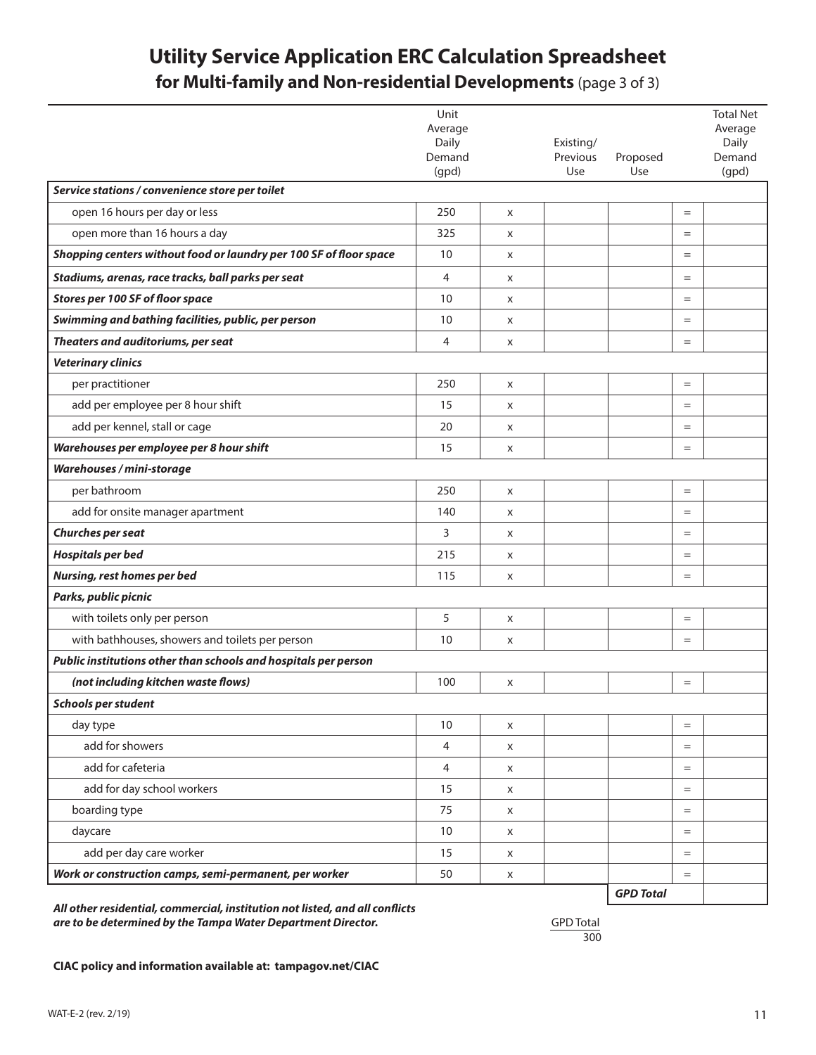# Utility Service Application ERC Calculation Spreadsheet

## for Multi-family and Non-residential Developments (page 3 of 3)

| | Unit Average Daily Demand (gpd) | | Existing/ Previous Use | Proposed Use | | Total Net Average Daily Demand (gpd) |
|---|---|---|---|---|---|---|
| ***Service stations / convenience store per toilet*** | | | | | | |
| open 16 hours per day or less | 250 | x | | | = | |
| open more than 16 hours a day | 325 | x | | | = | |
| ***Shopping centers without food or laundry per 100 SF of floor space*** | 10 | x | | | = | |
| ***Stadiums, arenas, race tracks, ball parks per seat*** | 4 | x | | | = | |
| ***Stores per 100 SF of floor space*** | 10 | x | | | = | |
| ***Swimming and bathing facilities, public, per person*** | 10 | x | | | = | |
| ***Theaters and auditoriums, per seat*** | 4 | x | | | = | |
| ***Veterinary clinics*** | | | | | | |
| per practitioner | 250 | x | | | = | |
| add per employee per 8 hour shift | 15 | x | | | = | |
| add per kennel, stall or cage | 20 | x | | | = | |
| ***Warehouses per employee per 8 hour shift*** | 15 | x | | | = | |
| ***Warehouses / mini-storage*** | | | | | | |
| per bathroom | 250 | x | | | = | |
| add for onsite manager apartment | 140 | x | | | = | |
| ***Churches per seat*** | 3 | x | | | = | |
| ***Hospitals per bed*** | 215 | x | | | = | |
| ***Nursing, rest homes per bed*** | 115 | x | | | = | |
| ***Parks, public picnic*** | | | | | | |
| with toilets only per person | 5 | x | | | = | |
| with bathhouses, showers and toilets per person | 10 | x | | | = | |
| ***Public institutions other than schools and hospitals per person*** | | | | | | |
| ***(not including kitchen waste flows)*** | 100 | x | | | = | |
| ***Schools per student*** | | | | | | |
| day type | 10 | x | | | = | |
| add for showers | 4 | x | | | = | |
| add for cafeteria | 4 | x | | | = | |
| add for day school workers | 15 | x | | | = | |
| boarding type | 75 | x | | | = | |
| daycare | 10 | x | | | = | |
| add per day care worker | 15 | x | | | = | |
| ***Work or construction camps, semi-permanent, per worker*** | 50 | x | | | = | |
| | | | | ***GPD Total*** | | |

***All other residential, commercial, institution not listed, and all conflicts are to be determined by the Tampa Water Department Director.***

$$\frac{\text{GPD Total}}{300}$$

**CIAC policy and information available at: tampagov.net/CIAC**

WAT-E-2 (rev. 2/19)